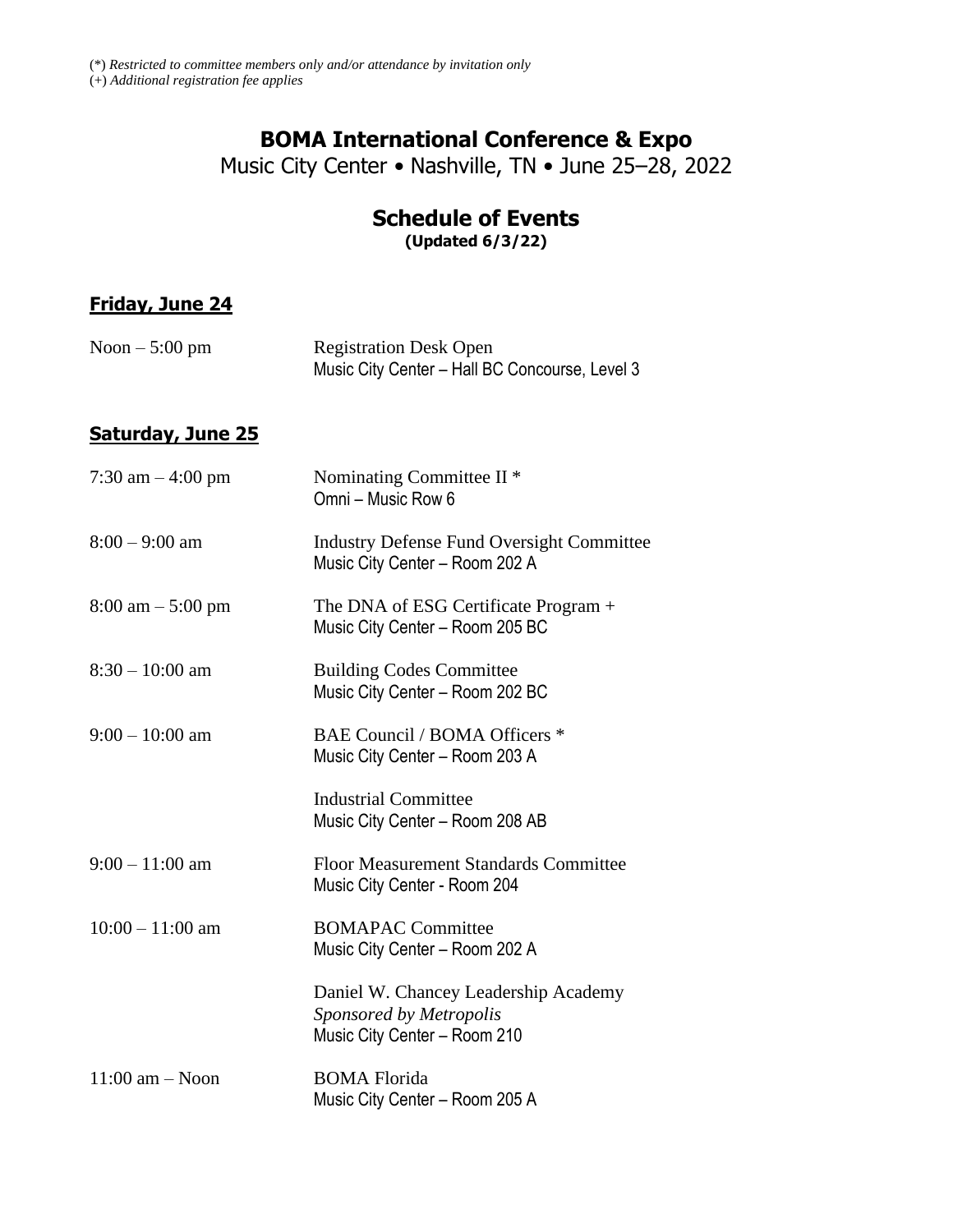(*) *Restricted to committee members only and/or attendance by invitation only*
(+) *Additional registration fee applies*

# BOMA International Conference & Expo

Music City Center • Nashville, TN • June 25–28, 2022

## Schedule of Events

**(Updated 6/3/22)**

### Friday, June 24

| | |
|---|---|
| Noon – 5:00 pm | Registration Desk Open<br>Music City Center – Hall BC Concourse, Level 3 |

### Saturday, June 25

| | |
|---|---|
| 7:30 am – 4:00 pm | Nominating Committee II *<br>Omni – Music Row 6 |
| 8:00 – 9:00 am | Industry Defense Fund Oversight Committee<br>Music City Center – Room 202 A |
| 8:00 am – 5:00 pm | The DNA of ESG Certificate Program +<br>Music City Center – Room 205 BC |
| 8:30 – 10:00 am | Building Codes Committee<br>Music City Center – Room 202 BC |
| 9:00 – 10:00 am | BAE Council / BOMA Officers *<br>Music City Center – Room 203 A |
| | Industrial Committee<br>Music City Center – Room 208 AB |
| 9:00 – 11:00 am | Floor Measurement Standards Committee<br>Music City Center - Room 204 |
| 10:00 – 11:00 am | BOMAPAC Committee<br>Music City Center – Room 202 A |
| | Daniel W. Chancey Leadership Academy<br>*Sponsored by Metropolis*<br>Music City Center – Room 210 |
| 11:00 am – Noon | BOMA Florida<br>Music City Center – Room 205 A |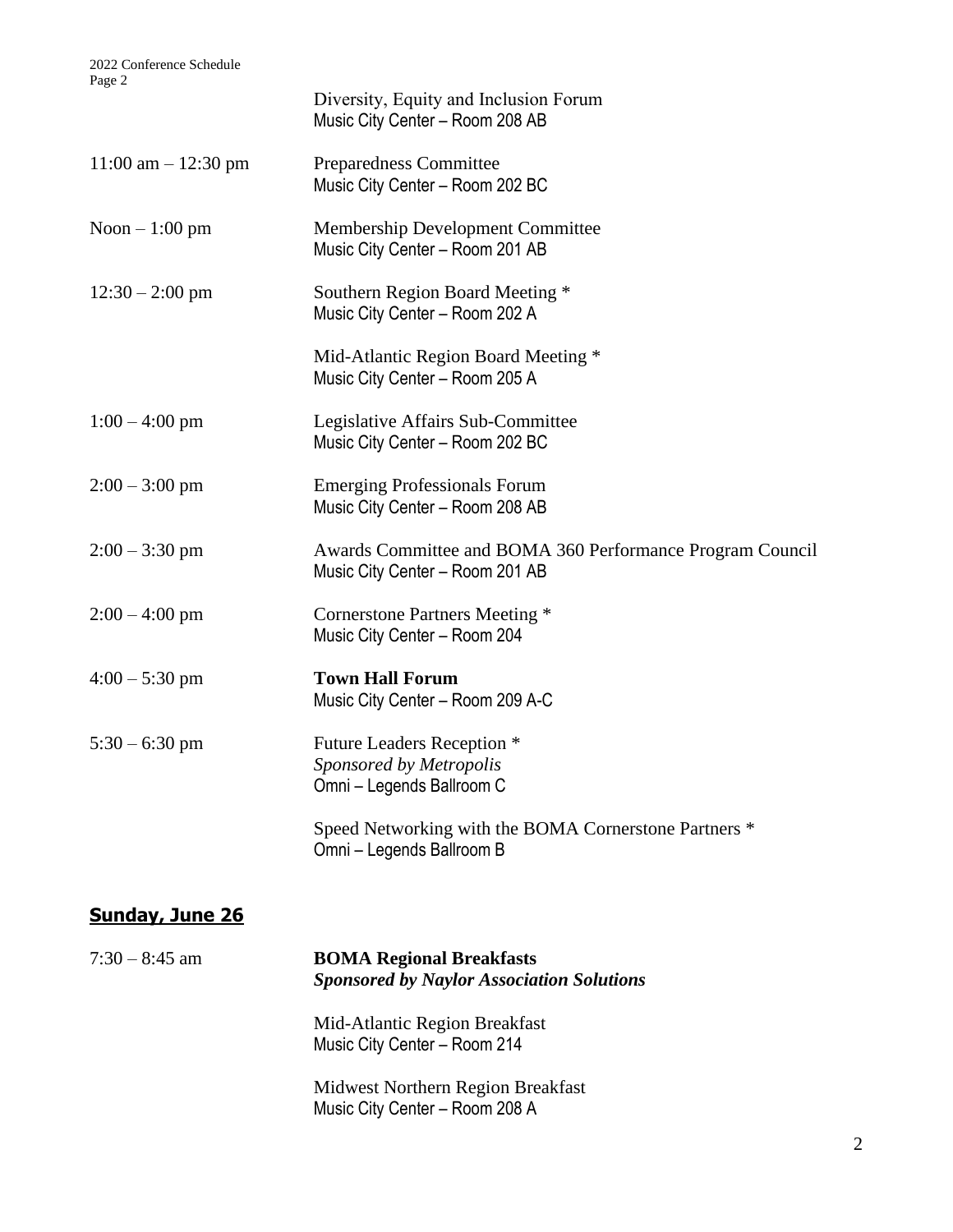| | |
|---|---|
| | Diversity, Equity and Inclusion Forum<br>Music City Center – Room 208 AB |
| 11:00 am – 12:30 pm | Preparedness Committee<br>Music City Center – Room 202 BC |
| Noon – 1:00 pm | Membership Development Committee<br>Music City Center – Room 201 AB |
| 12:30 – 2:00 pm | Southern Region Board Meeting *<br>Music City Center – Room 202 A |
| | Mid-Atlantic Region Board Meeting *<br>Music City Center – Room 205 A |
| 1:00 – 4:00 pm | Legislative Affairs Sub-Committee<br>Music City Center – Room 202 BC |
| 2:00 – 3:00 pm | Emerging Professionals Forum<br>Music City Center – Room 208 AB |
| 2:00 – 3:30 pm | Awards Committee and BOMA 360 Performance Program Council<br>Music City Center – Room 201 AB |
| 2:00 – 4:00 pm | Cornerstone Partners Meeting *<br>Music City Center – Room 204 |
| 4:00 – 5:30 pm | **Town Hall Forum**<br>Music City Center – Room 209 A-C |
| 5:30 – 6:30 pm | Future Leaders Reception *<br>*Sponsored by Metropolis*<br>Omni – Legends Ballroom C |
| | Speed Networking with the BOMA Cornerstone Partners *<br>Omni – Legends Ballroom B |

## **Sunday, June 26**

| | |
|---|---|
| 7:30 – 8:45 am | **BOMA Regional Breakfasts**<br>***Sponsored by Naylor Association Solutions*** |
| | Mid-Atlantic Region Breakfast<br>Music City Center – Room 214 |
| | Midwest Northern Region Breakfast<br>Music City Center – Room 208 A |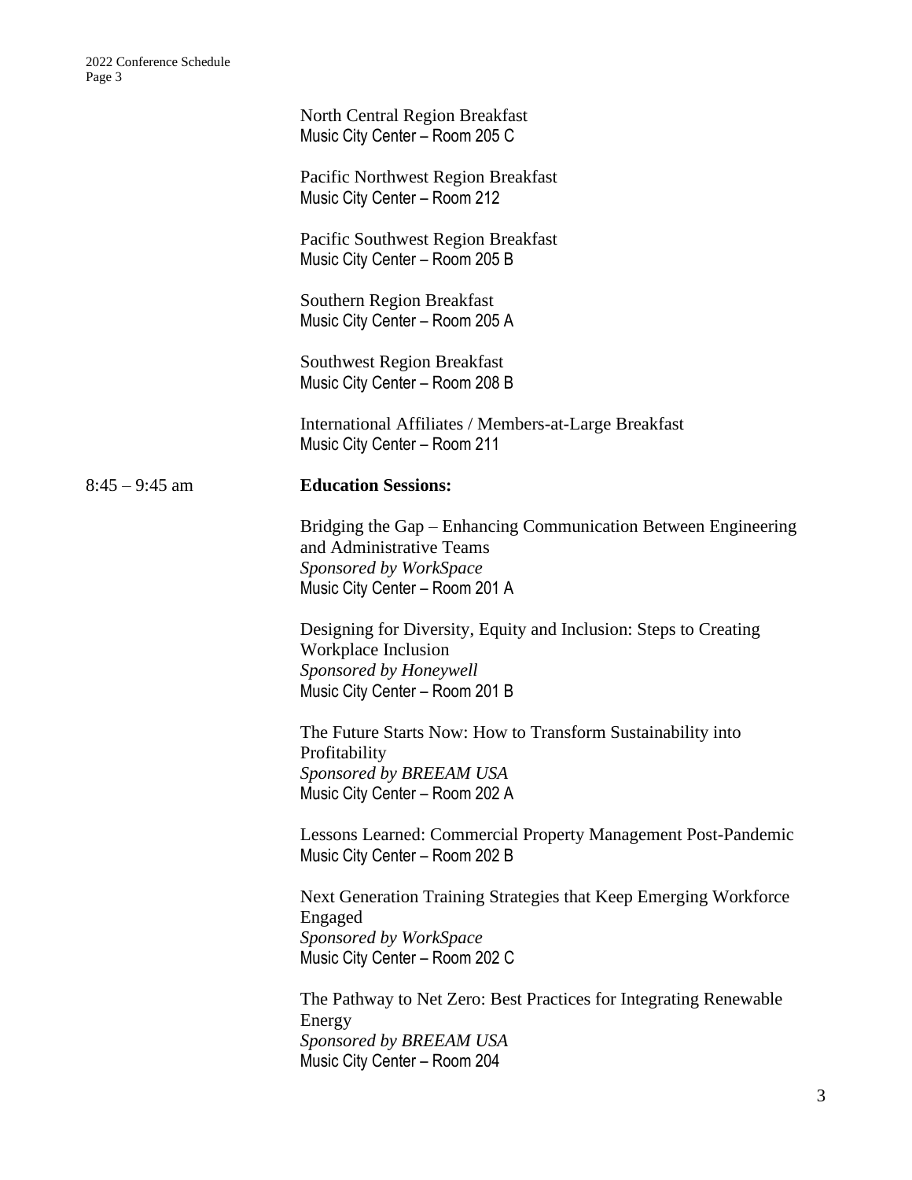North Central Region Breakfast
Music City Center – Room 205 C

Pacific Northwest Region Breakfast
Music City Center – Room 212

Pacific Southwest Region Breakfast
Music City Center – Room 205 B

Southern Region Breakfast
Music City Center – Room 205 A

Southwest Region Breakfast
Music City Center – Room 208 B

International Affiliates / Members-at-Large Breakfast
Music City Center – Room 211

8:45 – 9:45 am **Education Sessions:**

Bridging the Gap – Enhancing Communication Between Engineering and Administrative Teams
*Sponsored by WorkSpace*
Music City Center – Room 201 A

Designing for Diversity, Equity and Inclusion: Steps to Creating Workplace Inclusion
*Sponsored by Honeywell*
Music City Center – Room 201 B

The Future Starts Now: How to Transform Sustainability into Profitability
*Sponsored by BREEAM USA*
Music City Center – Room 202 A

Lessons Learned: Commercial Property Management Post-Pandemic
Music City Center – Room 202 B

Next Generation Training Strategies that Keep Emerging Workforce Engaged
*Sponsored by WorkSpace*
Music City Center – Room 202 C

The Pathway to Net Zero: Best Practices for Integrating Renewable Energy
*Sponsored by BREEAM USA*
Music City Center – Room 204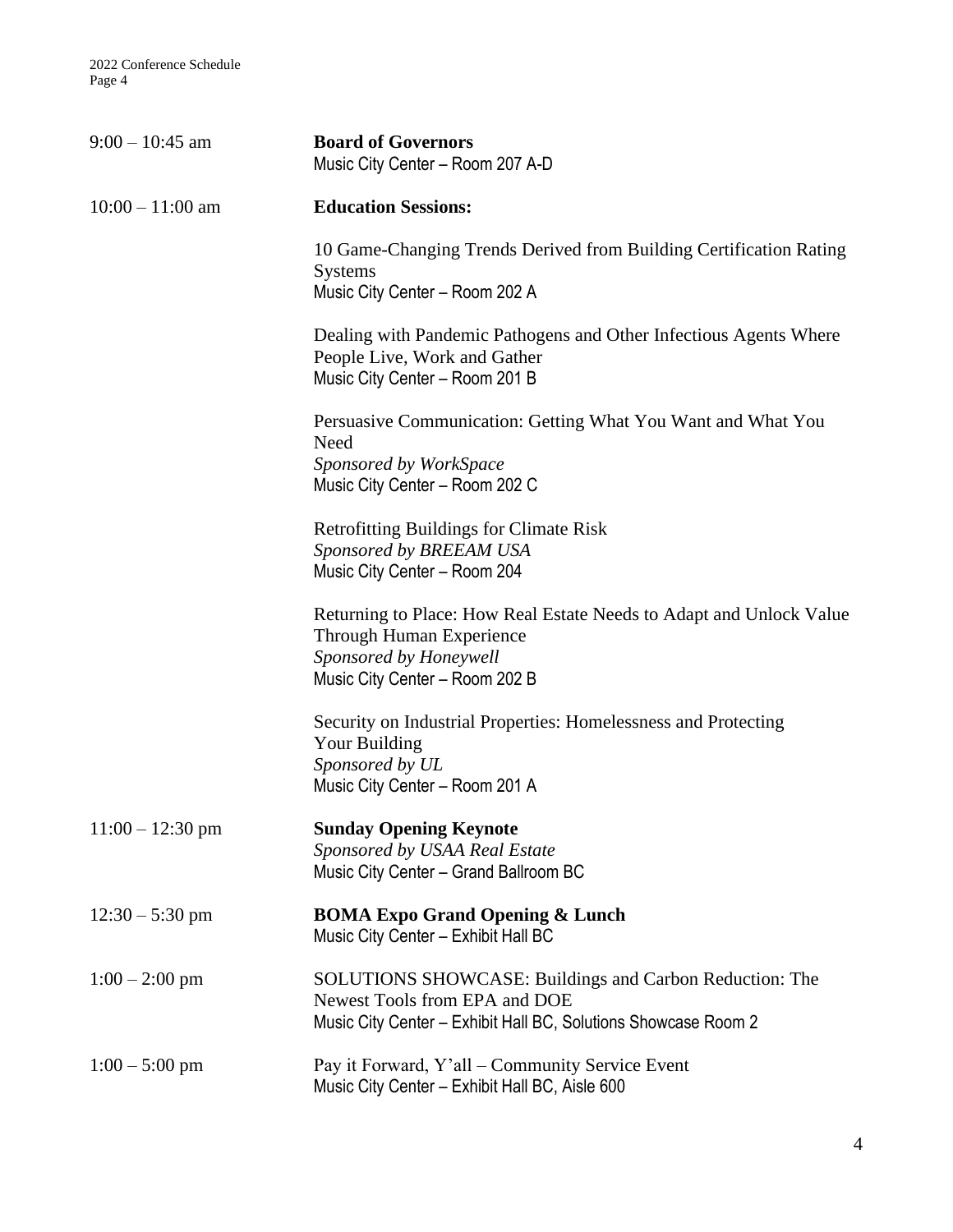9:00 – 10:45 am **Board of Governors**
Music City Center – Room 207 A-D

10:00 – 11:00 am **Education Sessions:**

10 Game-Changing Trends Derived from Building Certification Rating Systems
Music City Center – Room 202 A

Dealing with Pandemic Pathogens and Other Infectious Agents Where People Live, Work and Gather
Music City Center – Room 201 B

Persuasive Communication: Getting What You Want and What You Need
*Sponsored by WorkSpace*
Music City Center – Room 202 C

Retrofitting Buildings for Climate Risk
*Sponsored by BREEAM USA*
Music City Center – Room 204

Returning to Place: How Real Estate Needs to Adapt and Unlock Value Through Human Experience
*Sponsored by Honeywell*
Music City Center – Room 202 B

Security on Industrial Properties: Homelessness and Protecting Your Building
*Sponsored by UL*
Music City Center – Room 201 A

11:00 – 12:30 pm **Sunday Opening Keynote**
*Sponsored by USAA Real Estate*
Music City Center – Grand Ballroom BC

12:30 – 5:30 pm **BOMA Expo Grand Opening & Lunch**
Music City Center – Exhibit Hall BC

1:00 – 2:00 pm SOLUTIONS SHOWCASE: Buildings and Carbon Reduction: The Newest Tools from EPA and DOE
Music City Center – Exhibit Hall BC, Solutions Showcase Room 2

1:00 – 5:00 pm Pay it Forward, Y'all – Community Service Event
Music City Center – Exhibit Hall BC, Aisle 600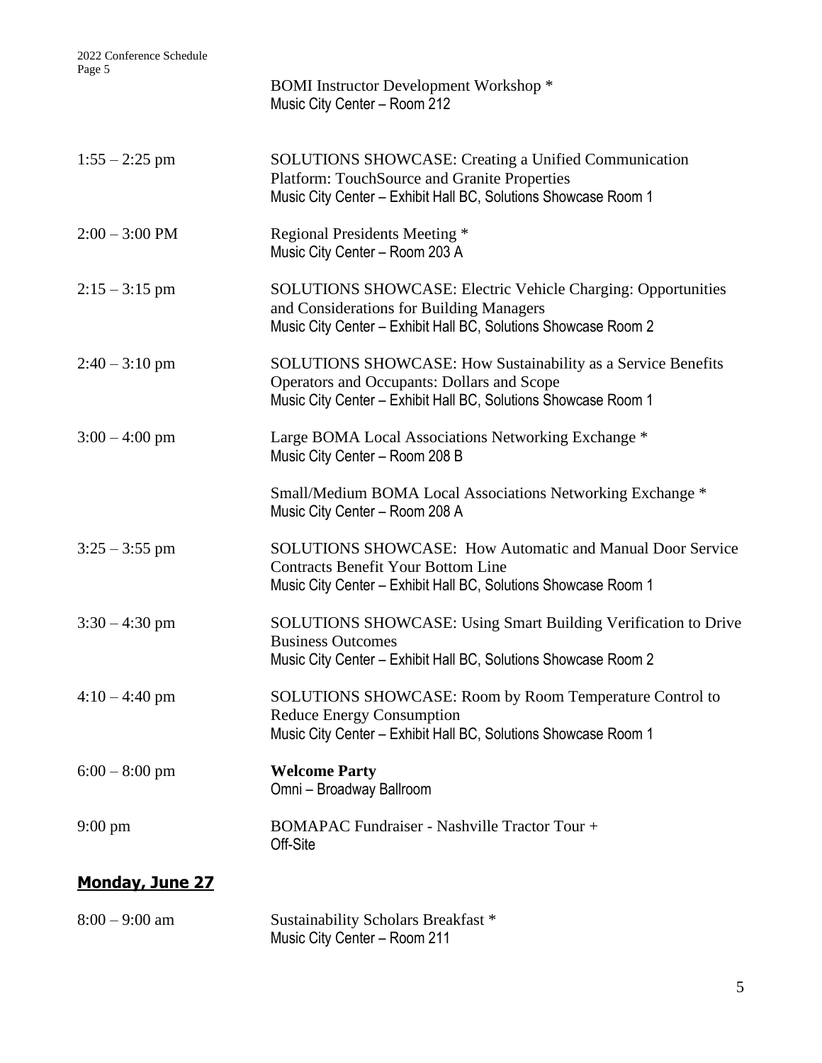BOMI Instructor Development Workshop *
Music City Center – Room 212

1:55 – 2:25 pm — SOLUTIONS SHOWCASE: Creating a Unified Communication Platform: TouchSource and Granite Properties
Music City Center – Exhibit Hall BC, Solutions Showcase Room 1

2:00 – 3:00 PM — Regional Presidents Meeting *
Music City Center – Room 203 A

2:15 – 3:15 pm — SOLUTIONS SHOWCASE: Electric Vehicle Charging: Opportunities and Considerations for Building Managers
Music City Center – Exhibit Hall BC, Solutions Showcase Room 2

2:40 – 3:10 pm — SOLUTIONS SHOWCASE: How Sustainability as a Service Benefits Operators and Occupants: Dollars and Scope
Music City Center – Exhibit Hall BC, Solutions Showcase Room 1

3:00 – 4:00 pm — Large BOMA Local Associations Networking Exchange *
Music City Center – Room 208 B

Small/Medium BOMA Local Associations Networking Exchange *
Music City Center – Room 208 A

3:25 – 3:55 pm — SOLUTIONS SHOWCASE: How Automatic and Manual Door Service Contracts Benefit Your Bottom Line
Music City Center – Exhibit Hall BC, Solutions Showcase Room 1

3:30 – 4:30 pm — SOLUTIONS SHOWCASE: Using Smart Building Verification to Drive Business Outcomes
Music City Center – Exhibit Hall BC, Solutions Showcase Room 2

4:10 – 4:40 pm — SOLUTIONS SHOWCASE: Room by Room Temperature Control to Reduce Energy Consumption
Music City Center – Exhibit Hall BC, Solutions Showcase Room 1

6:00 – 8:00 pm — **Welcome Party**
Omni – Broadway Ballroom

9:00 pm — BOMAPAC Fundraiser - Nashville Tractor Tour +
Off-Site

## Monday, June 27

8:00 – 9:00 am — Sustainability Scholars Breakfast *
Music City Center – Room 211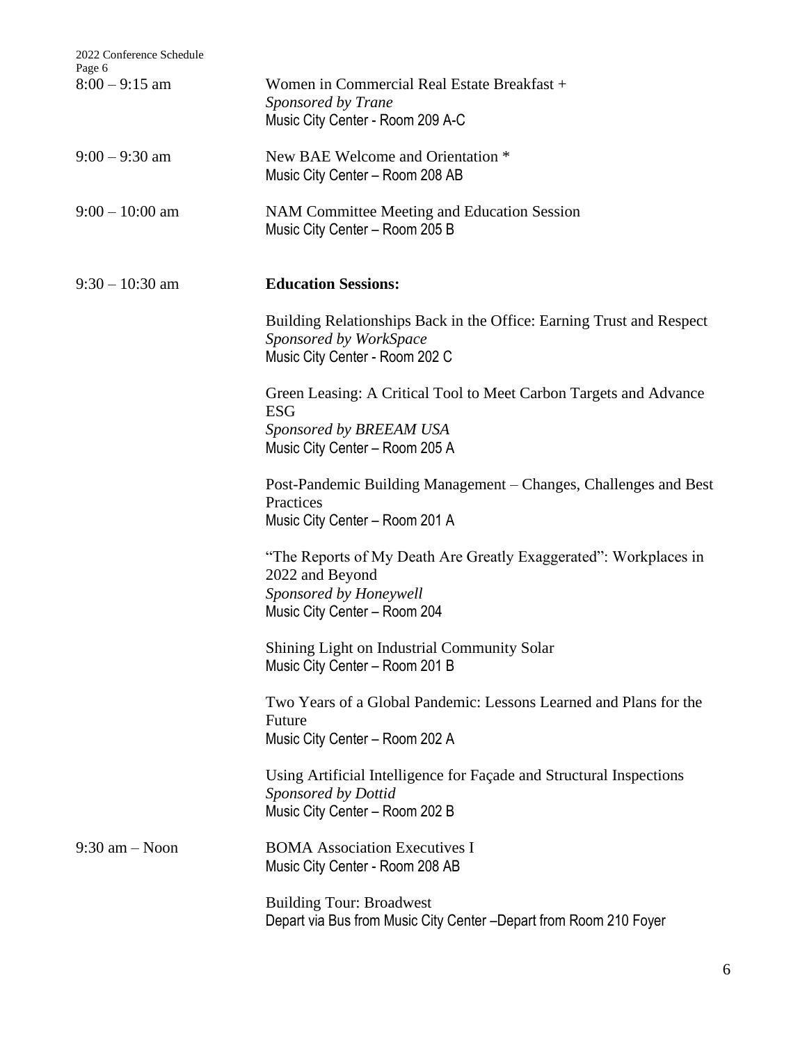| | |
|---|---|
| 8:00 – 9:15 am | Women in Commercial Real Estate Breakfast +<br>*Sponsored by Trane*<br>Music City Center - Room 209 A-C |
| 9:00 – 9:30 am | New BAE Welcome and Orientation *<br>Music City Center – Room 208 AB |
| 9:00 – 10:00 am | NAM Committee Meeting and Education Session<br>Music City Center – Room 205 B |
| 9:30 – 10:30 am | **Education Sessions:** |
| | Building Relationships Back in the Office: Earning Trust and Respect<br>*Sponsored by WorkSpace*<br>Music City Center - Room 202 C |
| | Green Leasing: A Critical Tool to Meet Carbon Targets and Advance ESG<br>*Sponsored by BREEAM USA*<br>Music City Center – Room 205 A |
| | Post-Pandemic Building Management – Changes, Challenges and Best Practices<br>Music City Center – Room 201 A |
| | "The Reports of My Death Are Greatly Exaggerated": Workplaces in 2022 and Beyond<br>*Sponsored by Honeywell*<br>Music City Center – Room 204 |
| | Shining Light on Industrial Community Solar<br>Music City Center – Room 201 B |
| | Two Years of a Global Pandemic: Lessons Learned and Plans for the Future<br>Music City Center – Room 202 A |
| | Using Artificial Intelligence for Façade and Structural Inspections<br>*Sponsored by Dottid*<br>Music City Center – Room 202 B |
| 9:30 am – Noon | BOMA Association Executives I<br>Music City Center - Room 208 AB |
| | Building Tour: Broadwest<br>Depart via Bus from Music City Center –Depart from Room 210 Foyer |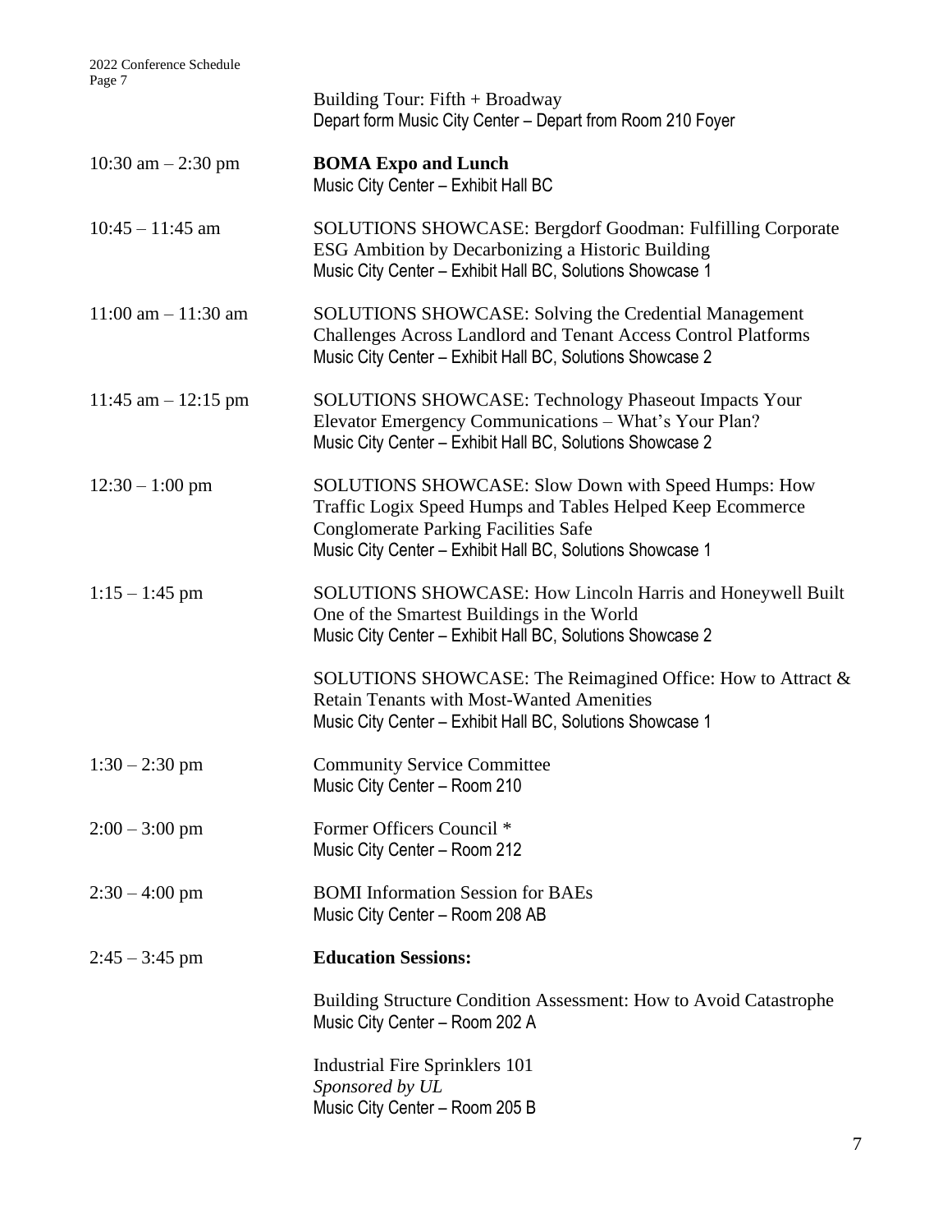Building Tour: Fifth + Broadway
Depart form Music City Center – Depart from Room 210 Foyer

10:30 am – 2:30 pm **BOMA Expo and Lunch**
Music City Center – Exhibit Hall BC

10:45 – 11:45 am SOLUTIONS SHOWCASE: Bergdorf Goodman: Fulfilling Corporate ESG Ambition by Decarbonizing a Historic Building
Music City Center – Exhibit Hall BC, Solutions Showcase 1

11:00 am – 11:30 am SOLUTIONS SHOWCASE: Solving the Credential Management Challenges Across Landlord and Tenant Access Control Platforms
Music City Center – Exhibit Hall BC, Solutions Showcase 2

11:45 am – 12:15 pm SOLUTIONS SHOWCASE: Technology Phaseout Impacts Your Elevator Emergency Communications – What's Your Plan?
Music City Center – Exhibit Hall BC, Solutions Showcase 2

12:30 – 1:00 pm SOLUTIONS SHOWCASE: Slow Down with Speed Humps: How Traffic Logix Speed Humps and Tables Helped Keep Ecommerce Conglomerate Parking Facilities Safe
Music City Center – Exhibit Hall BC, Solutions Showcase 1

1:15 – 1:45 pm SOLUTIONS SHOWCASE: How Lincoln Harris and Honeywell Built One of the Smartest Buildings in the World
Music City Center – Exhibit Hall BC, Solutions Showcase 2

SOLUTIONS SHOWCASE: The Reimagined Office: How to Attract & Retain Tenants with Most-Wanted Amenities
Music City Center – Exhibit Hall BC, Solutions Showcase 1

1:30 – 2:30 pm Community Service Committee
Music City Center – Room 210

2:00 – 3:00 pm Former Officers Council *
Music City Center – Room 212

2:30 – 4:00 pm BOMI Information Session for BAEs
Music City Center – Room 208 AB

2:45 – 3:45 pm **Education Sessions:**

Building Structure Condition Assessment: How to Avoid Catastrophe
Music City Center – Room 202 A

Industrial Fire Sprinklers 101
*Sponsored by UL*
Music City Center – Room 205 B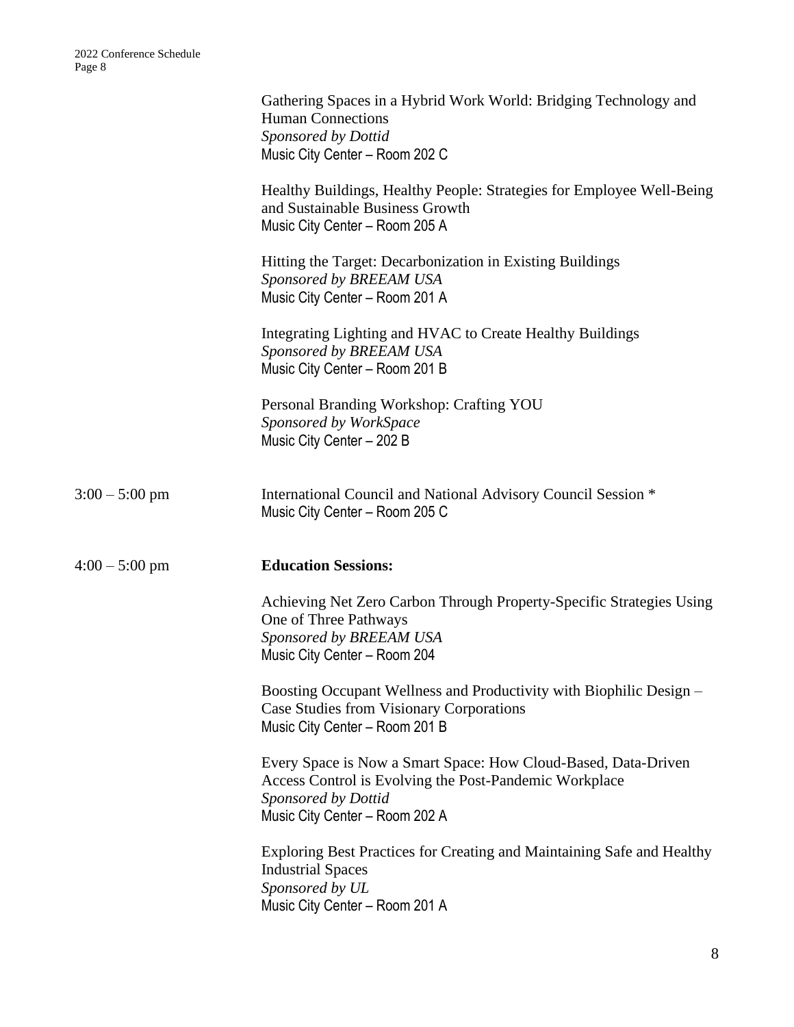Gathering Spaces in a Hybrid Work World: Bridging Technology and Human Connections
*Sponsored by Dottid*
Music City Center – Room 202 C

Healthy Buildings, Healthy People: Strategies for Employee Well-Being and Sustainable Business Growth
Music City Center – Room 205 A

Hitting the Target: Decarbonization in Existing Buildings
*Sponsored by BREEAM USA*
Music City Center – Room 201 A

Integrating Lighting and HVAC to Create Healthy Buildings
*Sponsored by BREEAM USA*
Music City Center – Room 201 B

Personal Branding Workshop: Crafting YOU
*Sponsored by WorkSpace*
Music City Center – 202 B

3:00 – 5:00 pm

International Council and National Advisory Council Session *
Music City Center – Room 205 C

4:00 – 5:00 pm

**Education Sessions:**

Achieving Net Zero Carbon Through Property-Specific Strategies Using One of Three Pathways
*Sponsored by BREEAM USA*
Music City Center – Room 204

Boosting Occupant Wellness and Productivity with Biophilic Design – Case Studies from Visionary Corporations
Music City Center – Room 201 B

Every Space is Now a Smart Space: How Cloud-Based, Data-Driven Access Control is Evolving the Post-Pandemic Workplace
*Sponsored by Dottid*
Music City Center – Room 202 A

Exploring Best Practices for Creating and Maintaining Safe and Healthy Industrial Spaces
*Sponsored by UL*
Music City Center – Room 201 A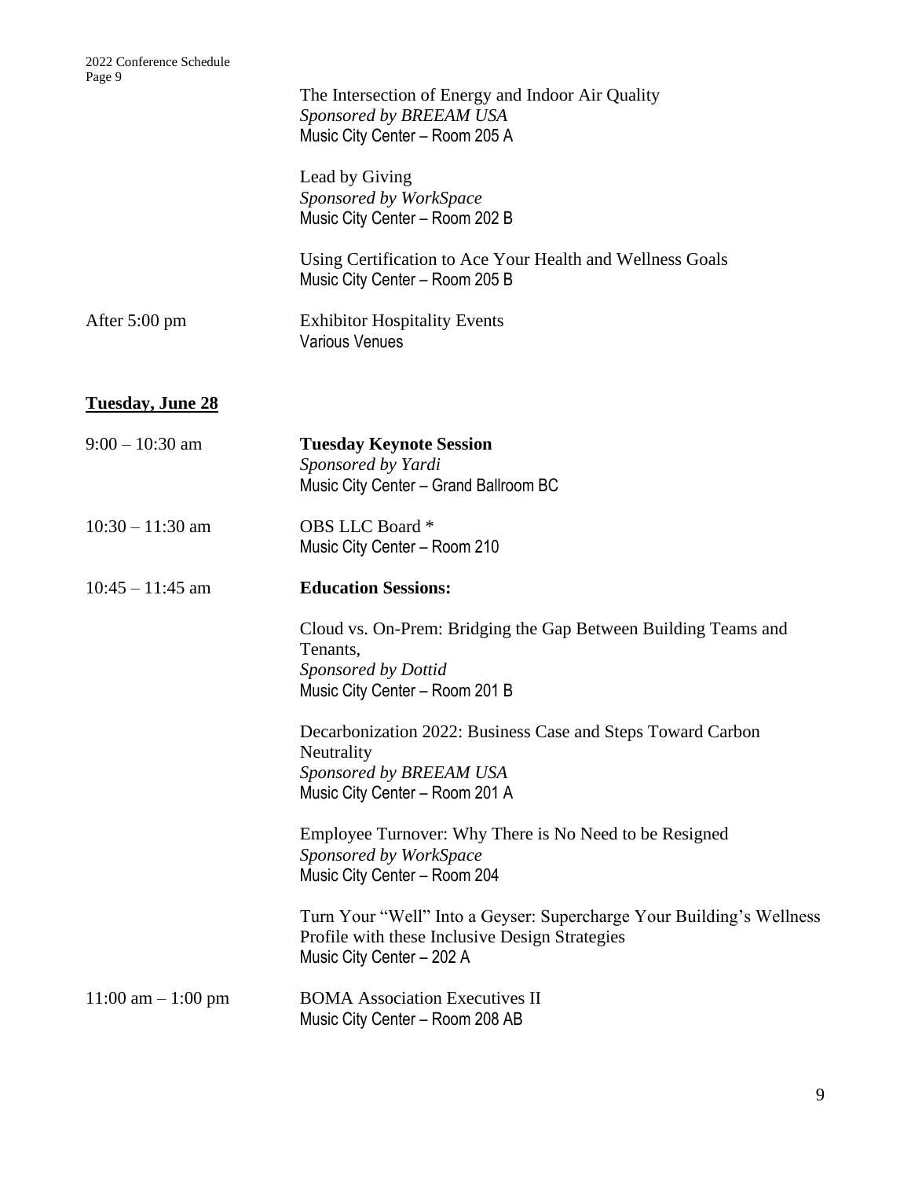The Intersection of Energy and Indoor Air Quality
*Sponsored by BREEAM USA*
Music City Center – Room 205 A

Lead by Giving
*Sponsored by WorkSpace*
Music City Center – Room 202 B

Using Certification to Ace Your Health and Wellness Goals
Music City Center – Room 205 B

After 5:00 pm — Exhibitor Hospitality Events
Various Venues

## Tuesday, June 28

9:00 – 10:30 am — **Tuesday Keynote Session**
*Sponsored by Yardi*
Music City Center – Grand Ballroom BC

10:30 – 11:30 am — OBS LLC Board *
Music City Center – Room 210

10:45 – 11:45 am — **Education Sessions:**

Cloud vs. On-Prem: Bridging the Gap Between Building Teams and Tenants,
*Sponsored by Dottid*
Music City Center – Room 201 B

Decarbonization 2022: Business Case and Steps Toward Carbon Neutrality
*Sponsored by BREEAM USA*
Music City Center – Room 201 A

Employee Turnover: Why There is No Need to be Resigned
*Sponsored by WorkSpace*
Music City Center – Room 204

Turn Your "Well" Into a Geyser: Supercharge Your Building's Wellness Profile with these Inclusive Design Strategies
Music City Center – 202 A

11:00 am – 1:00 pm — BOMA Association Executives II
Music City Center – Room 208 AB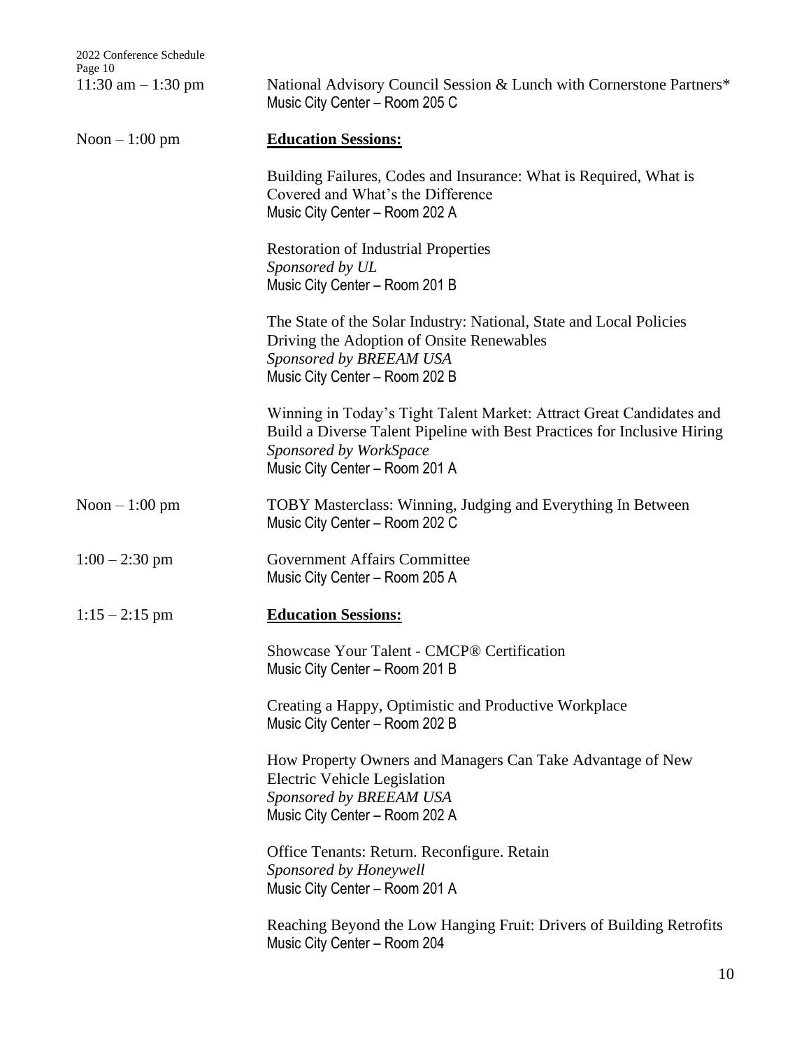11:30 am – 1:30 pm National Advisory Council Session & Lunch with Cornerstone Partners*
Music City Center – Room 205 C

Noon – 1:00 pm **Education Sessions:**

Building Failures, Codes and Insurance: What is Required, What is Covered and What's the Difference
Music City Center – Room 202 A

Restoration of Industrial Properties
*Sponsored by UL*
Music City Center – Room 201 B

The State of the Solar Industry: National, State and Local Policies Driving the Adoption of Onsite Renewables
*Sponsored by BREEAM USA*
Music City Center – Room 202 B

Winning in Today's Tight Talent Market: Attract Great Candidates and Build a Diverse Talent Pipeline with Best Practices for Inclusive Hiring
*Sponsored by WorkSpace*
Music City Center – Room 201 A

Noon – 1:00 pm TOBY Masterclass: Winning, Judging and Everything In Between
Music City Center – Room 202 C

1:00 – 2:30 pm Government Affairs Committee
Music City Center – Room 205 A

1:15 – 2:15 pm **Education Sessions:**

Showcase Your Talent - CMCP® Certification
Music City Center – Room 201 B

Creating a Happy, Optimistic and Productive Workplace
Music City Center – Room 202 B

How Property Owners and Managers Can Take Advantage of New Electric Vehicle Legislation
*Sponsored by BREEAM USA*
Music City Center – Room 202 A

Office Tenants: Return. Reconfigure. Retain
*Sponsored by Honeywell*
Music City Center – Room 201 A

Reaching Beyond the Low Hanging Fruit: Drivers of Building Retrofits
Music City Center – Room 204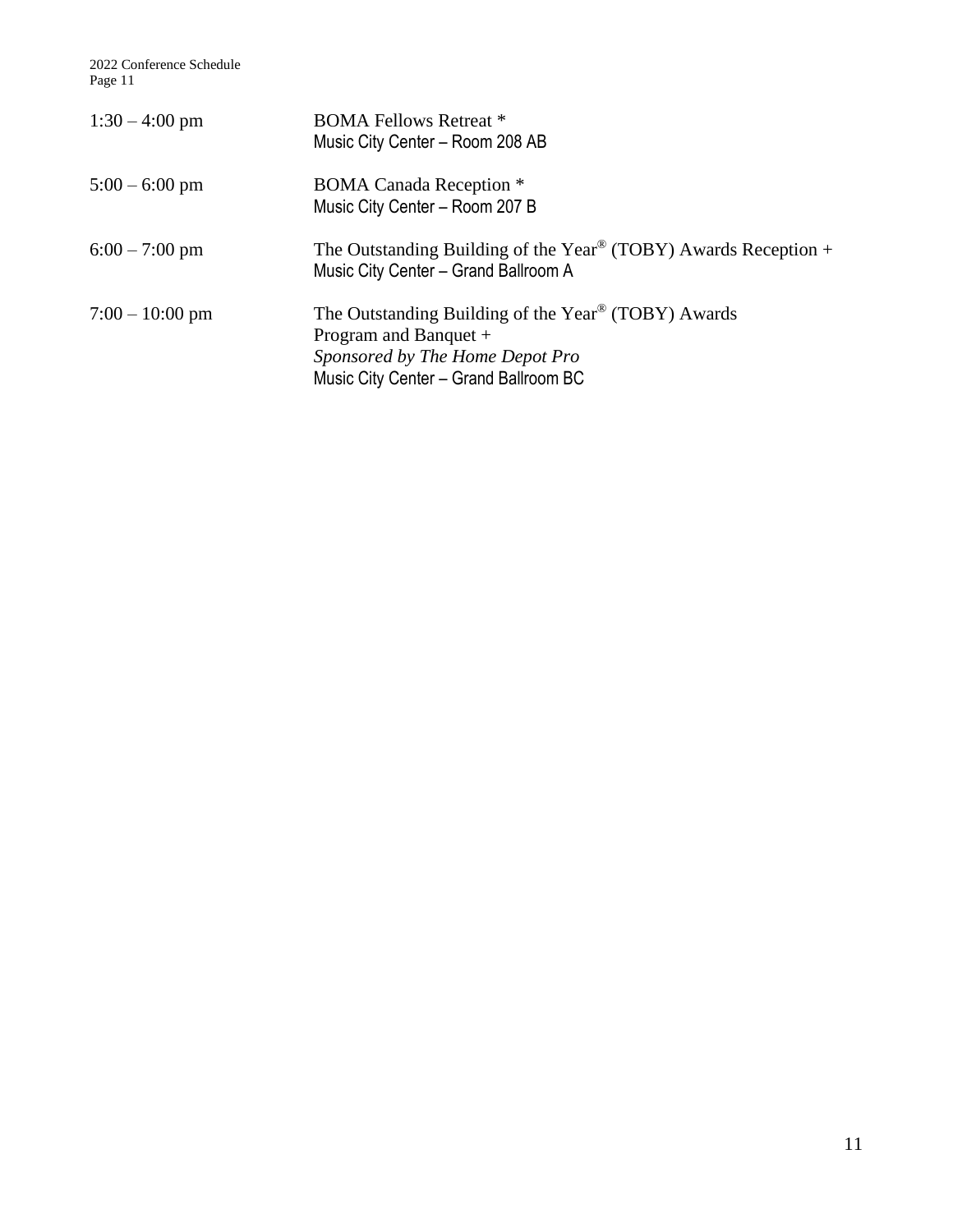| | |
|---|---|
| 1:30 – 4:00 pm | BOMA Fellows Retreat *<br>Music City Center – Room 208 AB |
| 5:00 – 6:00 pm | BOMA Canada Reception *<br>Music City Center – Room 207 B |
| 6:00 – 7:00 pm | The Outstanding Building of the Year® (TOBY) Awards Reception +<br>Music City Center – Grand Ballroom A |
| 7:00 – 10:00 pm | The Outstanding Building of the Year® (TOBY) Awards Program and Banquet +<br>*Sponsored by The Home Depot Pro*<br>Music City Center – Grand Ballroom BC |